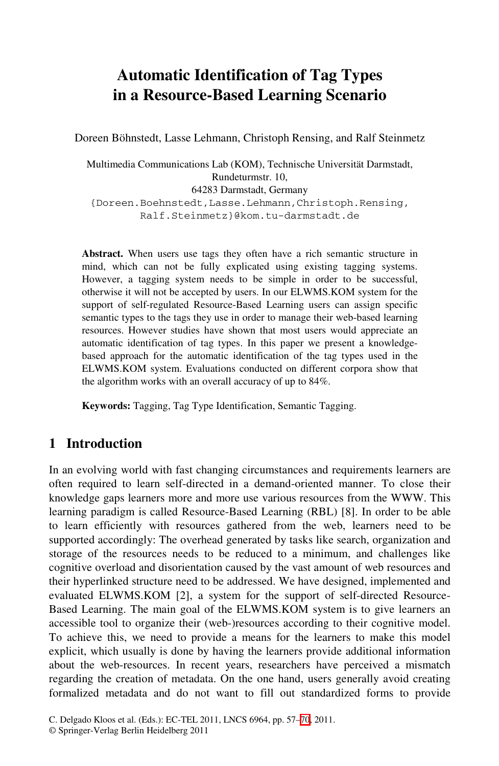# Automatic Identification of Tag Types in a Resource-Based Learning Scenario

Doreen Böhnstedt, Lasse Lehmann, Christoph Rensing, and Ralf Steinmetz

Multimedia Communications Lab (KOM), Technische Universität Darmstadt, Rundeturmstr. 10, 64283 Darmstadt, Germany
{Doreen.Boehnstedt,Lasse.Lehmann,Christoph.Rensing, Ralf.Steinmetz}@kom.tu-darmstadt.de

**Abstract.** When users use tags they often have a rich semantic structure in mind, which can not be fully explicated using existing tagging systems. However, a tagging system needs to be simple in order to be successful, otherwise it will not be accepted by users. In our ELWMS.KOM system for the support of self-regulated Resource-Based Learning users can assign specific semantic types to the tags they use in order to manage their web-based learning resources. However studies have shown that most users would appreciate an automatic identification of tag types. In this paper we present a knowledge-based approach for the automatic identification of the tag types used in the ELWMS.KOM system. Evaluations conducted on different corpora show that the algorithm works with an overall accuracy of up to 84%.

**Keywords:** Tagging, Tag Type Identification, Semantic Tagging.

## 1 Introduction

In an evolving world with fast changing circumstances and requirements learners are often required to learn self-directed in a demand-oriented manner. To close their knowledge gaps learners more and more use various resources from the WWW. This learning paradigm is called Resource-Based Learning (RBL) [8]. In order to be able to learn efficiently with resources gathered from the web, learners need to be supported accordingly: The overhead generated by tasks like search, organization and storage of the resources needs to be reduced to a minimum, and challenges like cognitive overload and disorientation caused by the vast amount of web resources and their hyperlinked structure need to be addressed. We have designed, implemented and evaluated ELWMS.KOM [2], a system for the support of self-directed Resource-Based Learning. The main goal of the ELWMS.KOM system is to give learners an accessible tool to organize their (web-)resources according to their cognitive model. To achieve this, we need to provide a means for the learners to make this model explicit, which usually is done by having the learners provide additional information about the web-resources. In recent years, researchers have perceived a mismatch regarding the creation of metadata. On the one hand, users generally avoid creating formalized metadata and do not want to fill out standardized forms to provide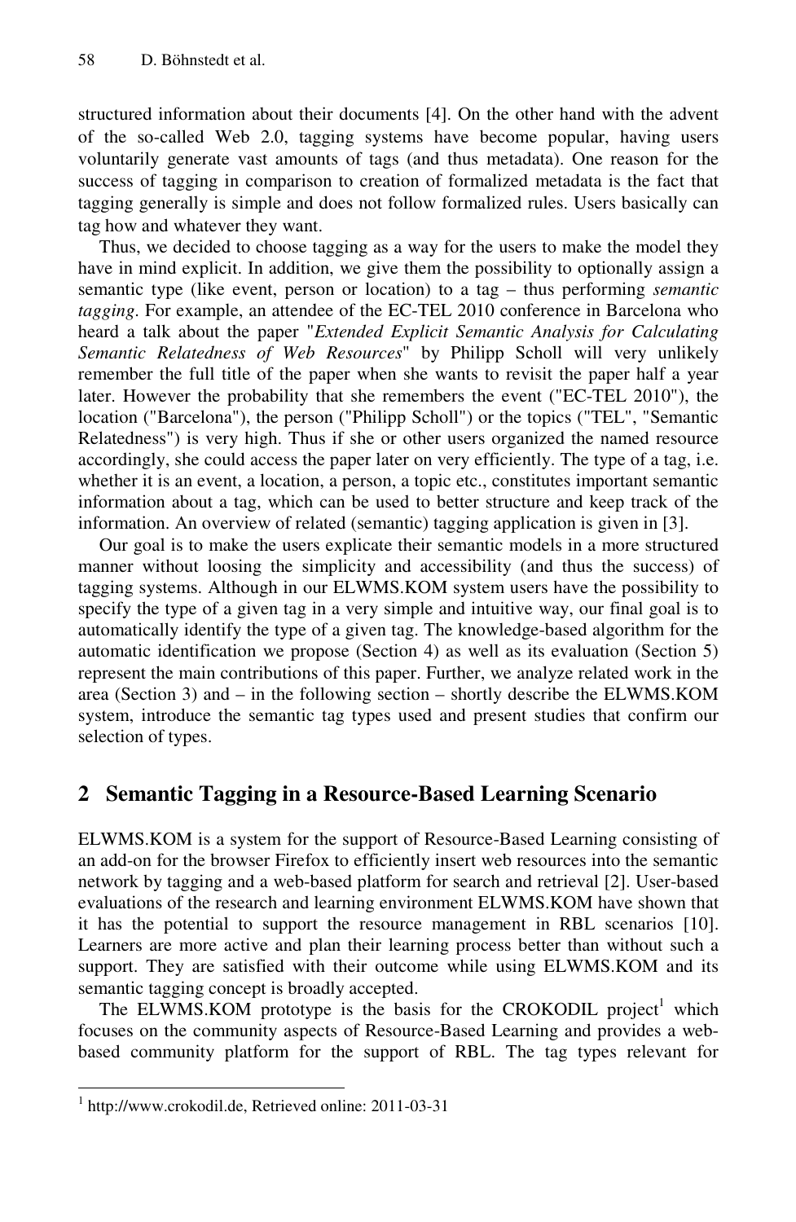structured information about their documents [4]. On the other hand with the advent of the so-called Web 2.0, tagging systems have become popular, having users voluntarily generate vast amounts of tags (and thus metadata). One reason for the success of tagging in comparison to creation of formalized metadata is the fact that tagging generally is simple and does not follow formalized rules. Users basically can tag how and whatever they want.

Thus, we decided to choose tagging as a way for the users to make the model they have in mind explicit. In addition, we give them the possibility to optionally assign a semantic type (like event, person or location) to a tag – thus performing *semantic tagging*. For example, an attendee of the EC-TEL 2010 conference in Barcelona who heard a talk about the paper "*Extended Explicit Semantic Analysis for Calculating Semantic Relatedness of Web Resources*" by Philipp Scholl will very unlikely remember the full title of the paper when she wants to revisit the paper half a year later. However the probability that she remembers the event ("EC-TEL 2010"), the location ("Barcelona"), the person ("Philipp Scholl") or the topics ("TEL", "Semantic Relatedness") is very high. Thus if she or other users organized the named resource accordingly, she could access the paper later on very efficiently. The type of a tag, i.e. whether it is an event, a location, a person, a topic etc., constitutes important semantic information about a tag, which can be used to better structure and keep track of the information. An overview of related (semantic) tagging application is given in [3].

Our goal is to make the users explicate their semantic models in a more structured manner without loosing the simplicity and accessibility (and thus the success) of tagging systems. Although in our ELWMS.KOM system users have the possibility to specify the type of a given tag in a very simple and intuitive way, our final goal is to automatically identify the type of a given tag. The knowledge-based algorithm for the automatic identification we propose (Section 4) as well as its evaluation (Section 5) represent the main contributions of this paper. Further, we analyze related work in the area (Section 3) and – in the following section – shortly describe the ELWMS.KOM system, introduce the semantic tag types used and present studies that confirm our selection of types.

## 2 Semantic Tagging in a Resource-Based Learning Scenario

ELWMS.KOM is a system for the support of Resource-Based Learning consisting of an add-on for the browser Firefox to efficiently insert web resources into the semantic network by tagging and a web-based platform for search and retrieval [2]. User-based evaluations of the research and learning environment ELWMS.KOM have shown that it has the potential to support the resource management in RBL scenarios [10]. Learners are more active and plan their learning process better than without such a support. They are satisfied with their outcome while using ELWMS.KOM and its semantic tagging concept is broadly accepted.

The ELWMS.KOM prototype is the basis for the CROKODIL project[1] which focuses on the community aspects of Resource-Based Learning and provides a web-based community platform for the support of RBL. The tag types relevant for

[1] http://www.crokodil.de, Retrieved online: 2011-03-31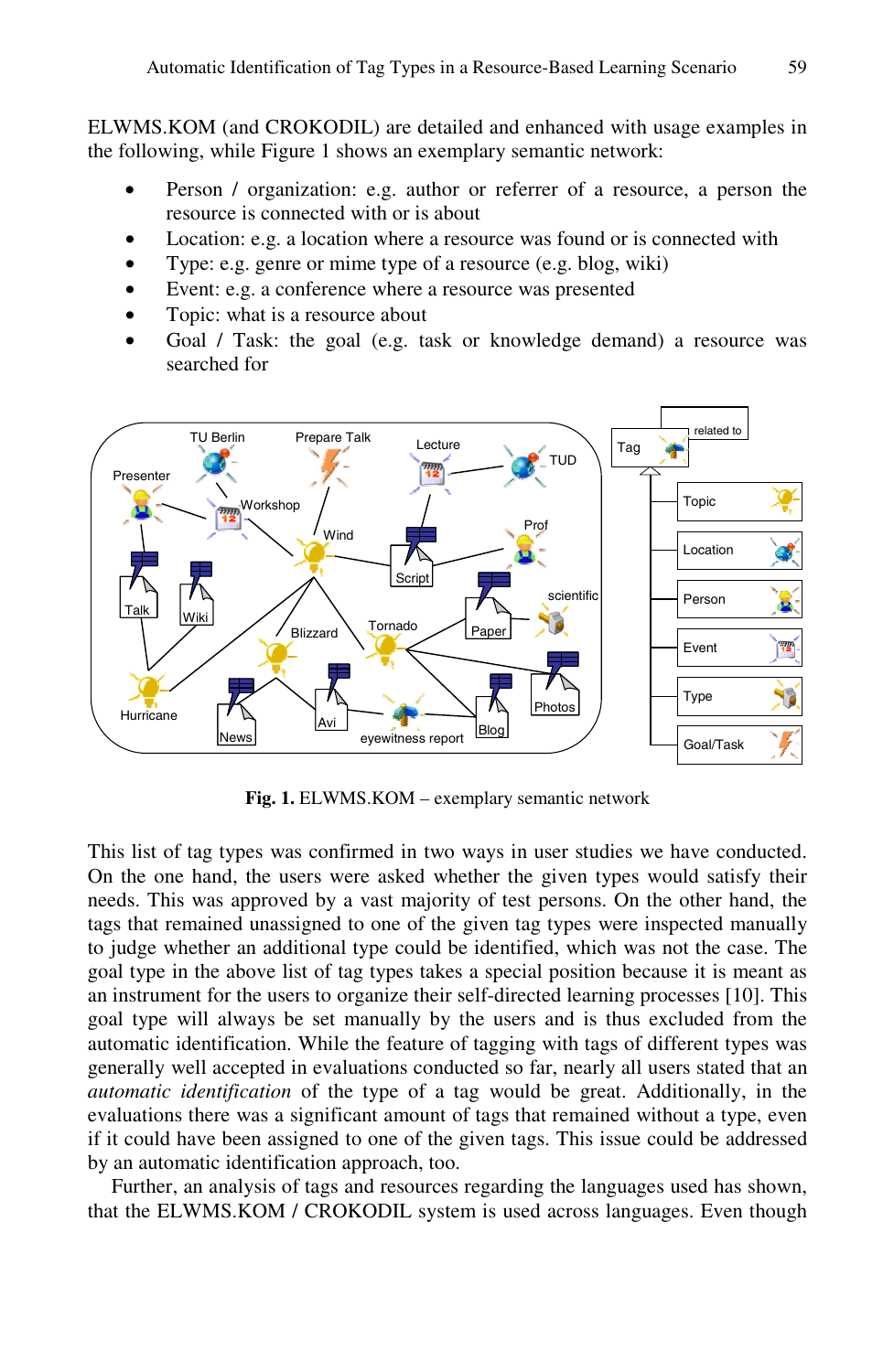ELWMS.KOM (and CROKODIL) are detailed and enhanced with usage examples in the following, while Figure 1 shows an exemplary semantic network:

- Person / organization: e.g. author or referrer of a resource, a person the resource is connected with or is about
- Location: e.g. a location where a resource was found or is connected with
- Type: e.g. genre or mime type of a resource (e.g. blog, wiki)
- Event: e.g. a conference where a resource was presented
- Topic: what is a resource about
- Goal / Task: the goal (e.g. task or knowledge demand) a resource was searched for

**Fig. 1.** ELWMS.KOM – exemplary semantic network

This list of tag types was confirmed in two ways in user studies we have conducted. On the one hand, the users were asked whether the given types would satisfy their needs. This was approved by a vast majority of test persons. On the other hand, the tags that remained unassigned to one of the given tag types were inspected manually to judge whether an additional type could be identified, which was not the case. The goal type in the above list of tag types takes a special position because it is meant as an instrument for the users to organize their self-directed learning processes [10]. This goal type will always be set manually by the users and is thus excluded from the automatic identification. While the feature of tagging with tags of different types was generally well accepted in evaluations conducted so far, nearly all users stated that an *automatic identification* of the type of a tag would be great. Additionally, in the evaluations there was a significant amount of tags that remained without a type, even if it could have been assigned to one of the given tags. This issue could be addressed by an automatic identification approach, too.

Further, an analysis of tags and resources regarding the languages used has shown, that the ELWMS.KOM / CROKODIL system is used across languages. Even though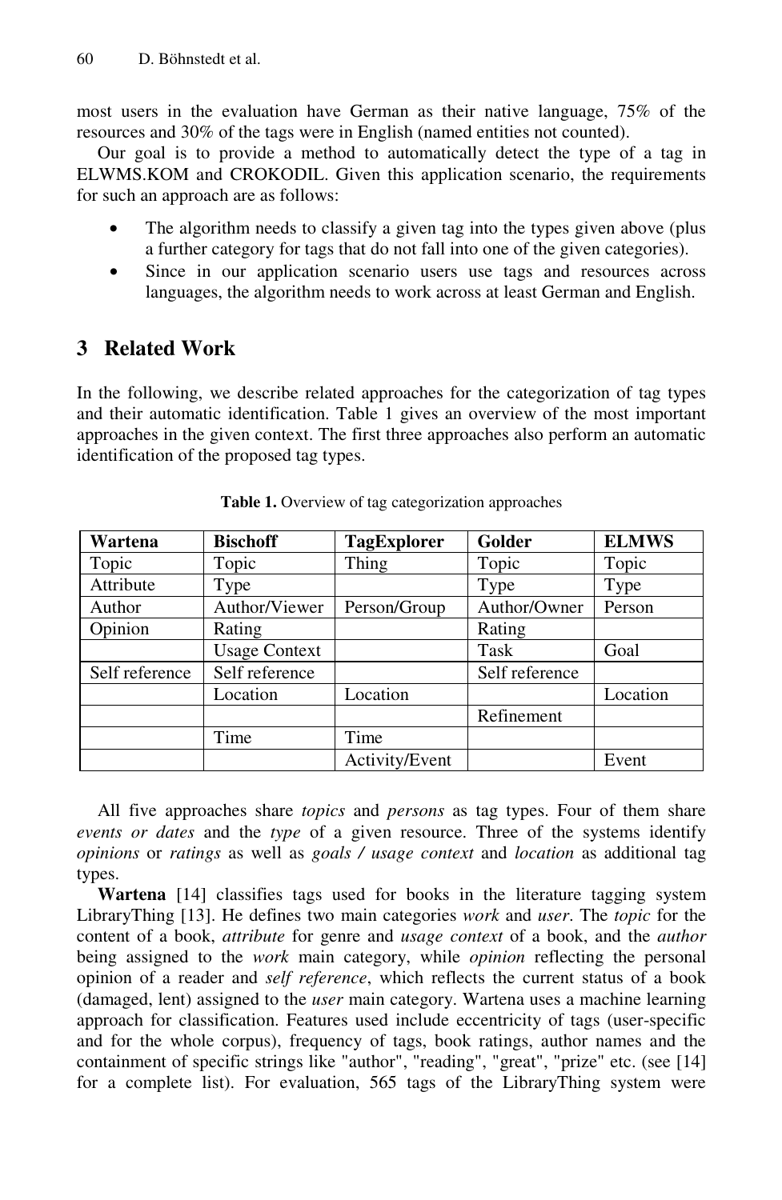most users in the evaluation have German as their native language, 75% of the resources and 30% of the tags were in English (named entities not counted).

Our goal is to provide a method to automatically detect the type of a tag in ELWMS.KOM and CROKODIL. Given this application scenario, the requirements for such an approach are as follows:

- The algorithm needs to classify a given tag into the types given above (plus a further category for tags that do not fall into one of the given categories).
- Since in our application scenario users use tags and resources across languages, the algorithm needs to work across at least German and English.

## 3 Related Work

In the following, we describe related approaches for the categorization of tag types and their automatic identification. Table 1 gives an overview of the most important approaches in the given context. The first three approaches also perform an automatic identification of the proposed tag types.

**Table 1.** Overview of tag categorization approaches

| Wartena | Bischoff | TagExplorer | Golder | ELMWS |
|---|---|---|---|---|
| Topic | Topic | Thing | Topic | Topic |
| Attribute | Type | | Type | Type |
| Author | Author/Viewer | Person/Group | Author/Owner | Person |
| Opinion | Rating | | Rating | |
| | Usage Context | | Task | Goal |
| Self reference | Self reference | | Self reference | |
| | Location | Location | | Location |
| | | | Refinement | |
| | Time | Time | | |
| | | Activity/Event | | Event |

All five approaches share *topics* and *persons* as tag types. Four of them share *events or dates* and the *type* of a given resource. Three of the systems identify *opinions* or *ratings* as well as *goals / usage context* and *location* as additional tag types.

**Wartena** [14] classifies tags used for books in the literature tagging system LibraryThing [13]. He defines two main categories *work* and *user*. The *topic* for the content of a book, *attribute* for genre and *usage context* of a book, and the *author* being assigned to the *work* main category, while *opinion* reflecting the personal opinion of a reader and *self reference*, which reflects the current status of a book (damaged, lent) assigned to the *user* main category. Wartena uses a machine learning approach for classification. Features used include eccentricity of tags (user-specific and for the whole corpus), frequency of tags, book ratings, author names and the containment of specific strings like "author", "reading", "great", "prize" etc. (see [14] for a complete list). For evaluation, 565 tags of the LibraryThing system were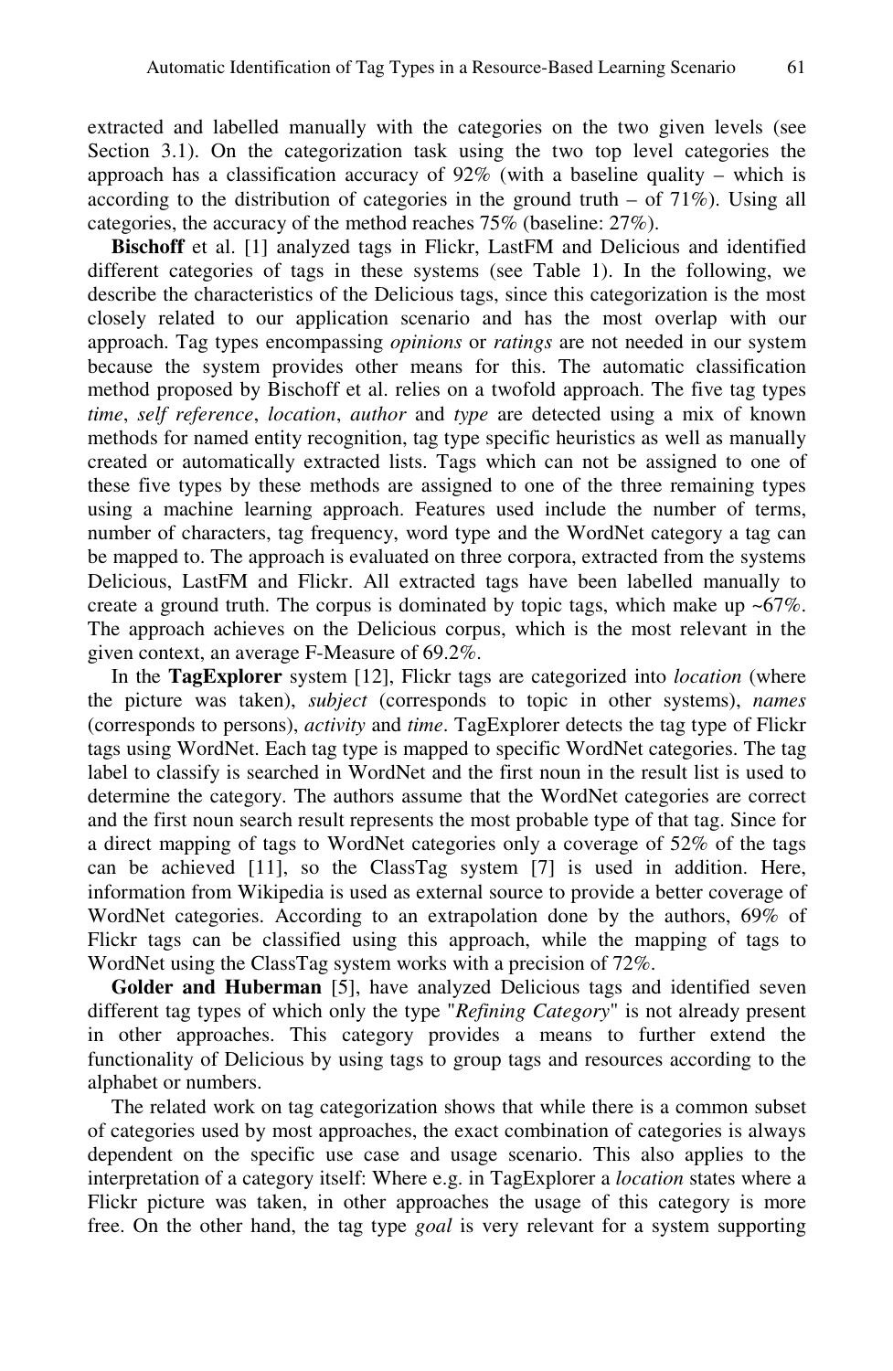extracted and labelled manually with the categories on the two given levels (see Section 3.1). On the categorization task using the two top level categories the approach has a classification accuracy of 92% (with a baseline quality – which is according to the distribution of categories in the ground truth – of 71%). Using all categories, the accuracy of the method reaches 75% (baseline: 27%).

**Bischoff** et al. [1] analyzed tags in Flickr, LastFM and Delicious and identified different categories of tags in these systems (see Table 1). In the following, we describe the characteristics of the Delicious tags, since this categorization is the most closely related to our application scenario and has the most overlap with our approach. Tag types encompassing *opinions* or *ratings* are not needed in our system because the system provides other means for this. The automatic classification method proposed by Bischoff et al. relies on a twofold approach. The five tag types *time*, *self reference*, *location*, *author* and *type* are detected using a mix of known methods for named entity recognition, tag type specific heuristics as well as manually created or automatically extracted lists. Tags which can not be assigned to one of these five types by these methods are assigned to one of the three remaining types using a machine learning approach. Features used include the number of terms, number of characters, tag frequency, word type and the WordNet category a tag can be mapped to. The approach is evaluated on three corpora, extracted from the systems Delicious, LastFM and Flickr. All extracted tags have been labelled manually to create a ground truth. The corpus is dominated by topic tags, which make up ~67%. The approach achieves on the Delicious corpus, which is the most relevant in the given context, an average F-Measure of 69.2%.

In the **TagExplorer** system [12], Flickr tags are categorized into *location* (where the picture was taken), *subject* (corresponds to topic in other systems), *names* (corresponds to persons), *activity* and *time*. TagExplorer detects the tag type of Flickr tags using WordNet. Each tag type is mapped to specific WordNet categories. The tag label to classify is searched in WordNet and the first noun in the result list is used to determine the category. The authors assume that the WordNet categories are correct and the first noun search result represents the most probable type of that tag. Since for a direct mapping of tags to WordNet categories only a coverage of 52% of the tags can be achieved [11], so the ClassTag system [7] is used in addition. Here, information from Wikipedia is used as external source to provide a better coverage of WordNet categories. According to an extrapolation done by the authors, 69% of Flickr tags can be classified using this approach, while the mapping of tags to WordNet using the ClassTag system works with a precision of 72%.

**Golder and Huberman** [5], have analyzed Delicious tags and identified seven different tag types of which only the type "*Refining Category*" is not already present in other approaches. This category provides a means to further extend the functionality of Delicious by using tags to group tags and resources according to the alphabet or numbers.

The related work on tag categorization shows that while there is a common subset of categories used by most approaches, the exact combination of categories is always dependent on the specific use case and usage scenario. This also applies to the interpretation of a category itself: Where e.g. in TagExplorer a *location* states where a Flickr picture was taken, in other approaches the usage of this category is more free. On the other hand, the tag type *goal* is very relevant for a system supporting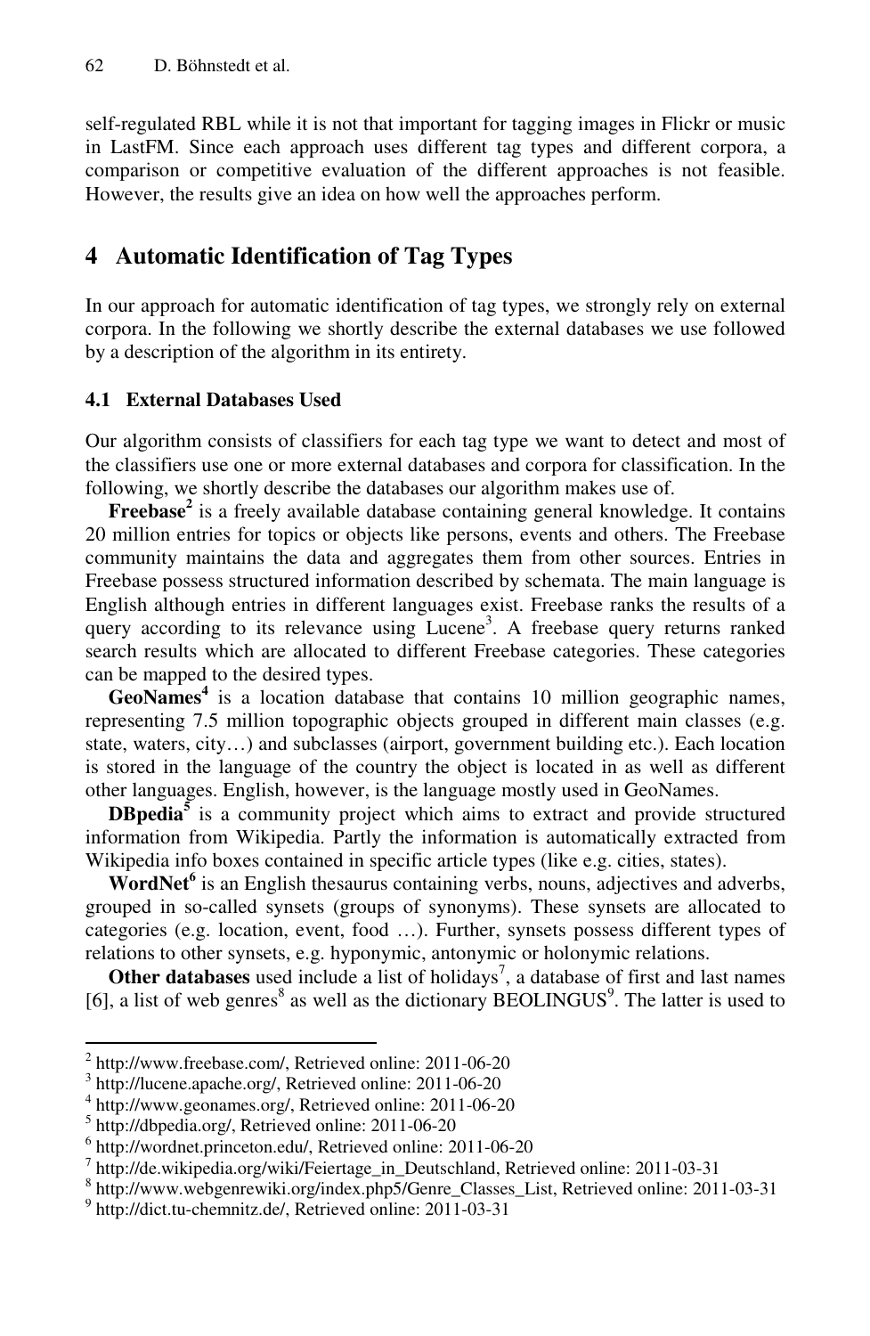self-regulated RBL while it is not that important for tagging images in Flickr or music in LastFM. Since each approach uses different tag types and different corpora, a comparison or competitive evaluation of the different approaches is not feasible. However, the results give an idea on how well the approaches perform.

## 4 Automatic Identification of Tag Types

In our approach for automatic identification of tag types, we strongly rely on external corpora. In the following we shortly describe the external databases we use followed by a description of the algorithm in its entirety.

### 4.1 External Databases Used

Our algorithm consists of classifiers for each tag type we want to detect and most of the classifiers use one or more external databases and corpora for classification. In the following, we shortly describe the databases our algorithm makes use of.

**Freebase**[2] is a freely available database containing general knowledge. It contains 20 million entries for topics or objects like persons, events and others. The Freebase community maintains the data and aggregates them from other sources. Entries in Freebase possess structured information described by schemata. The main language is English although entries in different languages exist. Freebase ranks the results of a query according to its relevance using Lucene[3]. A freebase query returns ranked search results which are allocated to different Freebase categories. These categories can be mapped to the desired types.

**GeoNames**[4] is a location database that contains 10 million geographic names, representing 7.5 million topographic objects grouped in different main classes (e.g. state, waters, city…) and subclasses (airport, government building etc.). Each location is stored in the language of the country the object is located in as well as different other languages. English, however, is the language mostly used in GeoNames.

**DBpedia**[5] is a community project which aims to extract and provide structured information from Wikipedia. Partly the information is automatically extracted from Wikipedia info boxes contained in specific article types (like e.g. cities, states).

**WordNet**[6] is an English thesaurus containing verbs, nouns, adjectives and adverbs, grouped in so-called synsets (groups of synonyms). These synsets are allocated to categories (e.g. location, event, food …). Further, synsets possess different types of relations to other synsets, e.g. hyponymic, antonymic or holonymic relations.

**Other databases** used include a list of holidays[7], a database of first and last names [6], a list of web genres[8] as well as the dictionary BEOLINGUS[9]. The latter is used to

---

[2] http://www.freebase.com/, Retrieved online: 2011-06-20

[3] http://lucene.apache.org/, Retrieved online: 2011-06-20

[4] http://www.geonames.org/, Retrieved online: 2011-06-20

[5] http://dbpedia.org/, Retrieved online: 2011-06-20

[6] http://wordnet.princeton.edu/, Retrieved online: 2011-06-20

[7] http://de.wikipedia.org/wiki/Feiertage_in_Deutschland, Retrieved online: 2011-03-31

[8] http://www.webgenrewiki.org/index.php5/Genre_Classes_List, Retrieved online: 2011-03-31

[9] http://dict.tu-chemnitz.de/, Retrieved online: 2011-03-31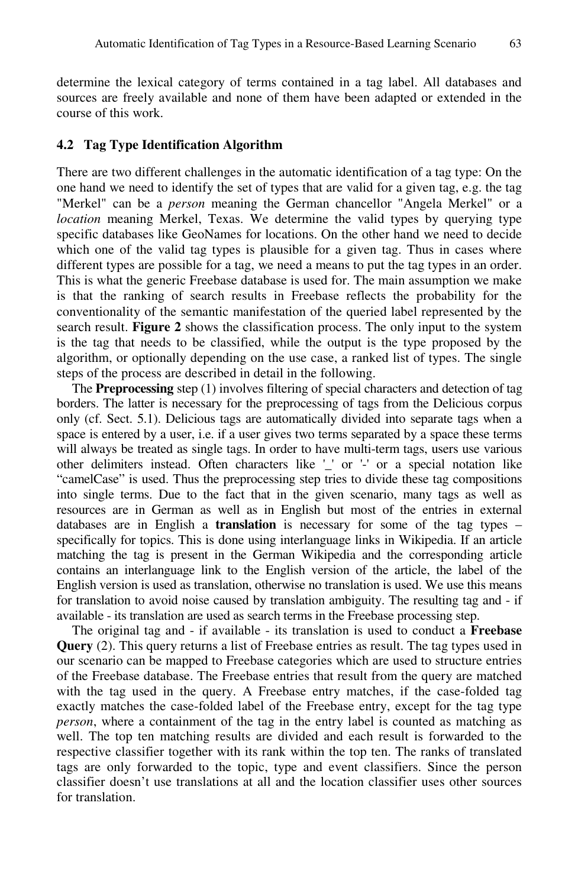determine the lexical category of terms contained in a tag label. All databases and sources are freely available and none of them have been adapted or extended in the course of this work.

### 4.2 Tag Type Identification Algorithm

There are two different challenges in the automatic identification of a tag type: On the one hand we need to identify the set of types that are valid for a given tag, e.g. the tag "Merkel" can be a *person* meaning the German chancellor "Angela Merkel" or a *location* meaning Merkel, Texas. We determine the valid types by querying type specific databases like GeoNames for locations. On the other hand we need to decide which one of the valid tag types is plausible for a given tag. Thus in cases where different types are possible for a tag, we need a means to put the tag types in an order. This is what the generic Freebase database is used for. The main assumption we make is that the ranking of search results in Freebase reflects the probability for the conventionality of the semantic manifestation of the queried label represented by the search result. **Figure 2** shows the classification process. The only input to the system is the tag that needs to be classified, while the output is the type proposed by the algorithm, or optionally depending on the use case, a ranked list of types. The single steps of the process are described in detail in the following.

The **Preprocessing** step (1) involves filtering of special characters and detection of tag borders. The latter is necessary for the preprocessing of tags from the Delicious corpus only (cf. Sect. 5.1). Delicious tags are automatically divided into separate tags when a space is entered by a user, i.e. if a user gives two terms separated by a space these terms will always be treated as single tags. In order to have multi-term tags, users use various other delimiters instead. Often characters like '_' or '-' or a special notation like "camelCase" is used. Thus the preprocessing step tries to divide these tag compositions into single terms. Due to the fact that in the given scenario, many tags as well as resources are in German as well as in English but most of the entries in external databases are in English a **translation** is necessary for some of the tag types – specifically for topics. This is done using interlanguage links in Wikipedia. If an article matching the tag is present in the German Wikipedia and the corresponding article contains an interlanguage link to the English version of the article, the label of the English version is used as translation, otherwise no translation is used. We use this means for translation to avoid noise caused by translation ambiguity. The resulting tag and - if available - its translation are used as search terms in the Freebase processing step.

The original tag and - if available - its translation is used to conduct a **Freebase Query** (2). This query returns a list of Freebase entries as result. The tag types used in our scenario can be mapped to Freebase categories which are used to structure entries of the Freebase database. The Freebase entries that result from the query are matched with the tag used in the query. A Freebase entry matches, if the case-folded tag exactly matches the case-folded label of the Freebase entry, except for the tag type *person*, where a containment of the tag in the entry label is counted as matching as well. The top ten matching results are divided and each result is forwarded to the respective classifier together with its rank within the top ten. The ranks of translated tags are only forwarded to the topic, type and event classifiers. Since the person classifier doesn't use translations at all and the location classifier uses other sources for translation.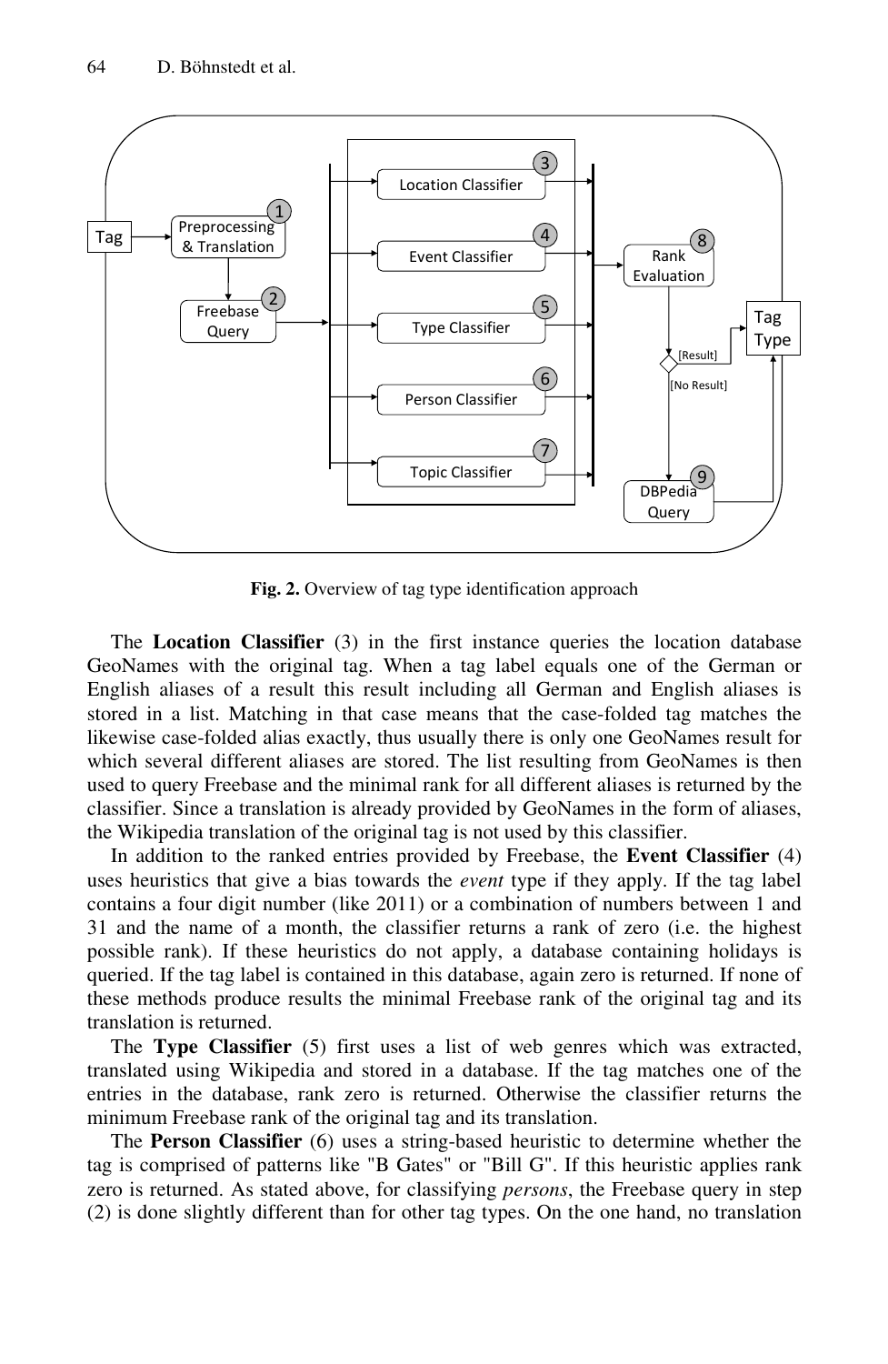Tag

Preprocessing & Translation

Freebase Query

Location Classifier

Event Classifier

Type Classifier

Person Classifier

Topic Classifier

Rank Evaluation

[Result]

[No Result]

DBPedia Query

Tag Type

1

2

3

4

5

6

7

8

9

**Fig. 2.** Overview of tag type identification approach

The **Location Classifier** (3) in the first instance queries the location database GeoNames with the original tag. When a tag label equals one of the German or English aliases of a result this result including all German and English aliases is stored in a list. Matching in that case means that the case-folded tag matches the likewise case-folded alias exactly, thus usually there is only one GeoNames result for which several different aliases are stored. The list resulting from GeoNames is then used to query Freebase and the minimal rank for all different aliases is returned by the classifier. Since a translation is already provided by GeoNames in the form of aliases, the Wikipedia translation of the original tag is not used by this classifier.

In addition to the ranked entries provided by Freebase, the **Event Classifier** (4) uses heuristics that give a bias towards the *event* type if they apply. If the tag label contains a four digit number (like 2011) or a combination of numbers between 1 and 31 and the name of a month, the classifier returns a rank of zero (i.e. the highest possible rank). If these heuristics do not apply, a database containing holidays is queried. If the tag label is contained in this database, again zero is returned. If none of these methods produce results the minimal Freebase rank of the original tag and its translation is returned.

The **Type Classifier** (5) first uses a list of web genres which was extracted, translated using Wikipedia and stored in a database. If the tag matches one of the entries in the database, rank zero is returned. Otherwise the classifier returns the minimum Freebase rank of the original tag and its translation.

The **Person Classifier** (6) uses a string-based heuristic to determine whether the tag is comprised of patterns like "B Gates" or "Bill G". If this heuristic applies rank zero is returned. As stated above, for classifying *persons*, the Freebase query in step (2) is done slightly different than for other tag types. On the one hand, no translation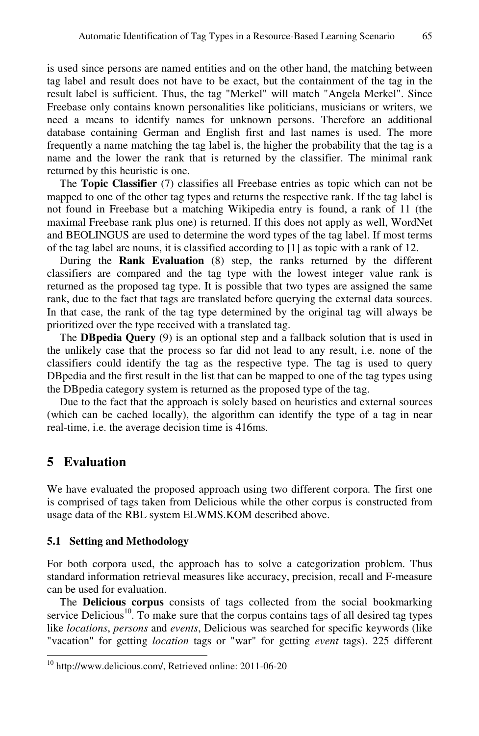is used since persons are named entities and on the other hand, the matching between tag label and result does not have to be exact, but the containment of the tag in the result label is sufficient. Thus, the tag "Merkel" will match "Angela Merkel". Since Freebase only contains known personalities like politicians, musicians or writers, we need a means to identify names for unknown persons. Therefore an additional database containing German and English first and last names is used. The more frequently a name matching the tag label is, the higher the probability that the tag is a name and the lower the rank that is returned by the classifier. The minimal rank returned by this heuristic is one.

The **Topic Classifier** (7) classifies all Freebase entries as topic which can not be mapped to one of the other tag types and returns the respective rank. If the tag label is not found in Freebase but a matching Wikipedia entry is found, a rank of 11 (the maximal Freebase rank plus one) is returned. If this does not apply as well, WordNet and BEOLINGUS are used to determine the word types of the tag label. If most terms of the tag label are nouns, it is classified according to [1] as topic with a rank of 12.

During the **Rank Evaluation** (8) step, the ranks returned by the different classifiers are compared and the tag type with the lowest integer value rank is returned as the proposed tag type. It is possible that two types are assigned the same rank, due to the fact that tags are translated before querying the external data sources. In that case, the rank of the tag type determined by the original tag will always be prioritized over the type received with a translated tag.

The **DBpedia Query** (9) is an optional step and a fallback solution that is used in the unlikely case that the process so far did not lead to any result, i.e. none of the classifiers could identify the tag as the respective type. The tag is used to query DBpedia and the first result in the list that can be mapped to one of the tag types using the DBpedia category system is returned as the proposed type of the tag.

Due to the fact that the approach is solely based on heuristics and external sources (which can be cached locally), the algorithm can identify the type of a tag in near real-time, i.e. the average decision time is 416ms.

## 5 Evaluation

We have evaluated the proposed approach using two different corpora. The first one is comprised of tags taken from Delicious while the other corpus is constructed from usage data of the RBL system ELWMS.KOM described above.

### 5.1 Setting and Methodology

For both corpora used, the approach has to solve a categorization problem. Thus standard information retrieval measures like accuracy, precision, recall and F-measure can be used for evaluation.

The **Delicious corpus** consists of tags collected from the social bookmarking service Delicious[10]. To make sure that the corpus contains tags of all desired tag types like *locations*, *persons* and *events*, Delicious was searched for specific keywords (like "vacation" for getting *location* tags or "war" for getting *event* tags). 225 different

[10] http://www.delicious.com/, Retrieved online: 2011-06-20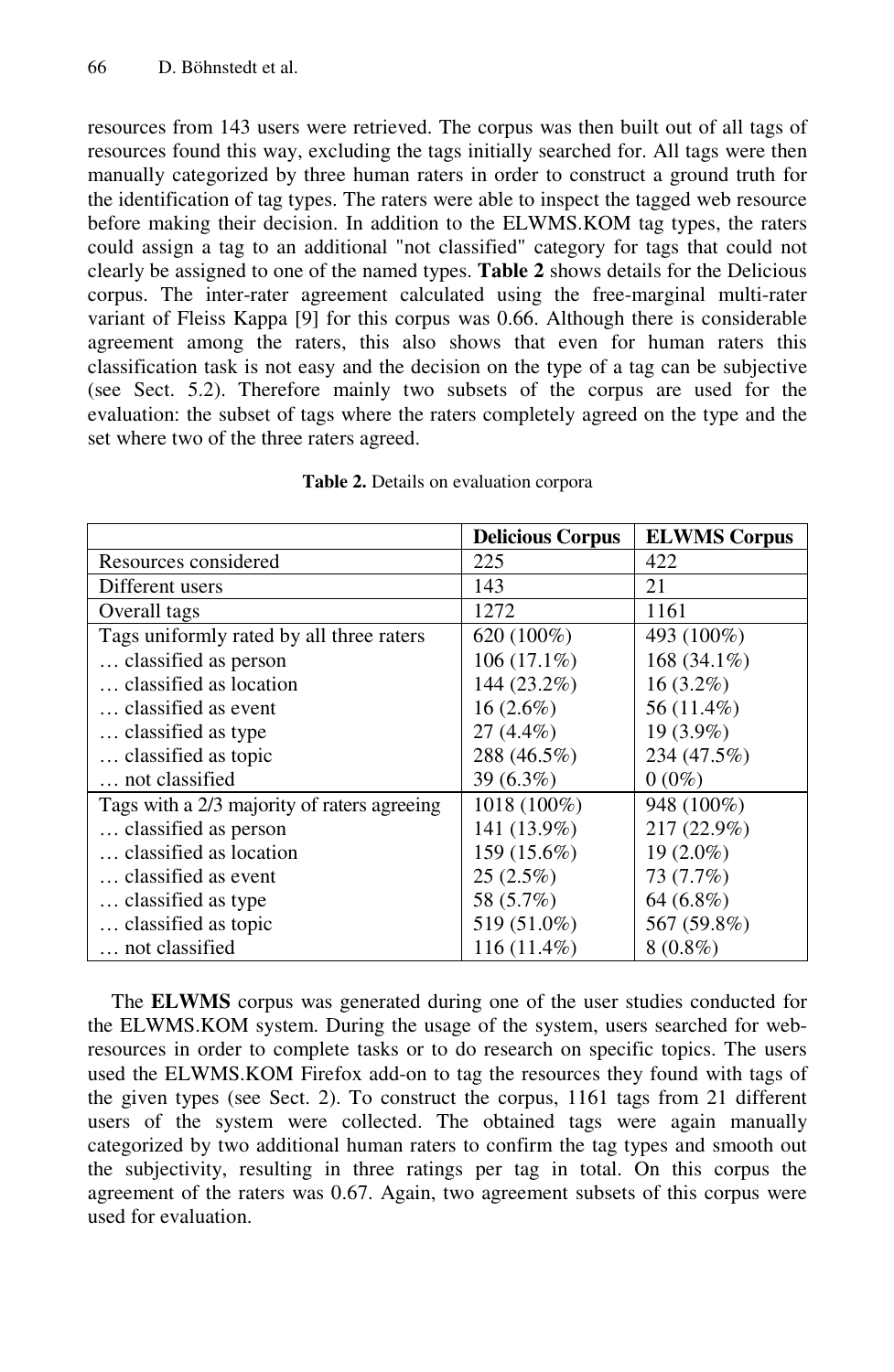resources from 143 users were retrieved. The corpus was then built out of all tags of resources found this way, excluding the tags initially searched for. All tags were then manually categorized by three human raters in order to construct a ground truth for the identification of tag types. The raters were able to inspect the tagged web resource before making their decision. In addition to the ELWMS.KOM tag types, the raters could assign a tag to an additional "not classified" category for tags that could not clearly be assigned to one of the named types. **Table 2** shows details for the Delicious corpus. The inter-rater agreement calculated using the free-marginal multi-rater variant of Fleiss Kappa [9] for this corpus was 0.66. Although there is considerable agreement among the raters, this also shows that even for human raters this classification task is not easy and the decision on the type of a tag can be subjective (see Sect. 5.2). Therefore mainly two subsets of the corpus are used for the evaluation: the subset of tags where the raters completely agreed on the type and the set where two of the three raters agreed.

**Table 2.** Details on evaluation corpora

| | **Delicious Corpus** | **ELWMS Corpus** |
|---|---|---|
| Resources considered | 225 | 422 |
| Different users | 143 | 21 |
| Overall tags | 1272 | 1161 |
| Tags uniformly rated by all three raters | 620 (100%) | 493 (100%) |
| … classified as person | 106 (17.1%) | 168 (34.1%) |
| … classified as location | 144 (23.2%) | 16 (3.2%) |
| … classified as event | 16 (2.6%) | 56 (11.4%) |
| … classified as type | 27 (4.4%) | 19 (3.9%) |
| … classified as topic | 288 (46.5%) | 234 (47.5%) |
| … not classified | 39 (6.3%) | 0 (0%) |
| Tags with a 2/3 majority of raters agreeing | 1018 (100%) | 948 (100%) |
| … classified as person | 141 (13.9%) | 217 (22.9%) |
| … classified as location | 159 (15.6%) | 19 (2.0%) |
| … classified as event | 25 (2.5%) | 73 (7.7%) |
| … classified as type | 58 (5.7%) | 64 (6.8%) |
| … classified as topic | 519 (51.0%) | 567 (59.8%) |
| … not classified | 116 (11.4%) | 8 (0.8%) |

The **ELWMS** corpus was generated during one of the user studies conducted for the ELWMS.KOM system. During the usage of the system, users searched for web-resources in order to complete tasks or to do research on specific topics. The users used the ELWMS.KOM Firefox add-on to tag the resources they found with tags of the given types (see Sect. 2). To construct the corpus, 1161 tags from 21 different users of the system were collected. The obtained tags were again manually categorized by two additional human raters to confirm the tag types and smooth out the subjectivity, resulting in three ratings per tag in total. On this corpus the agreement of the raters was 0.67. Again, two agreement subsets of this corpus were used for evaluation.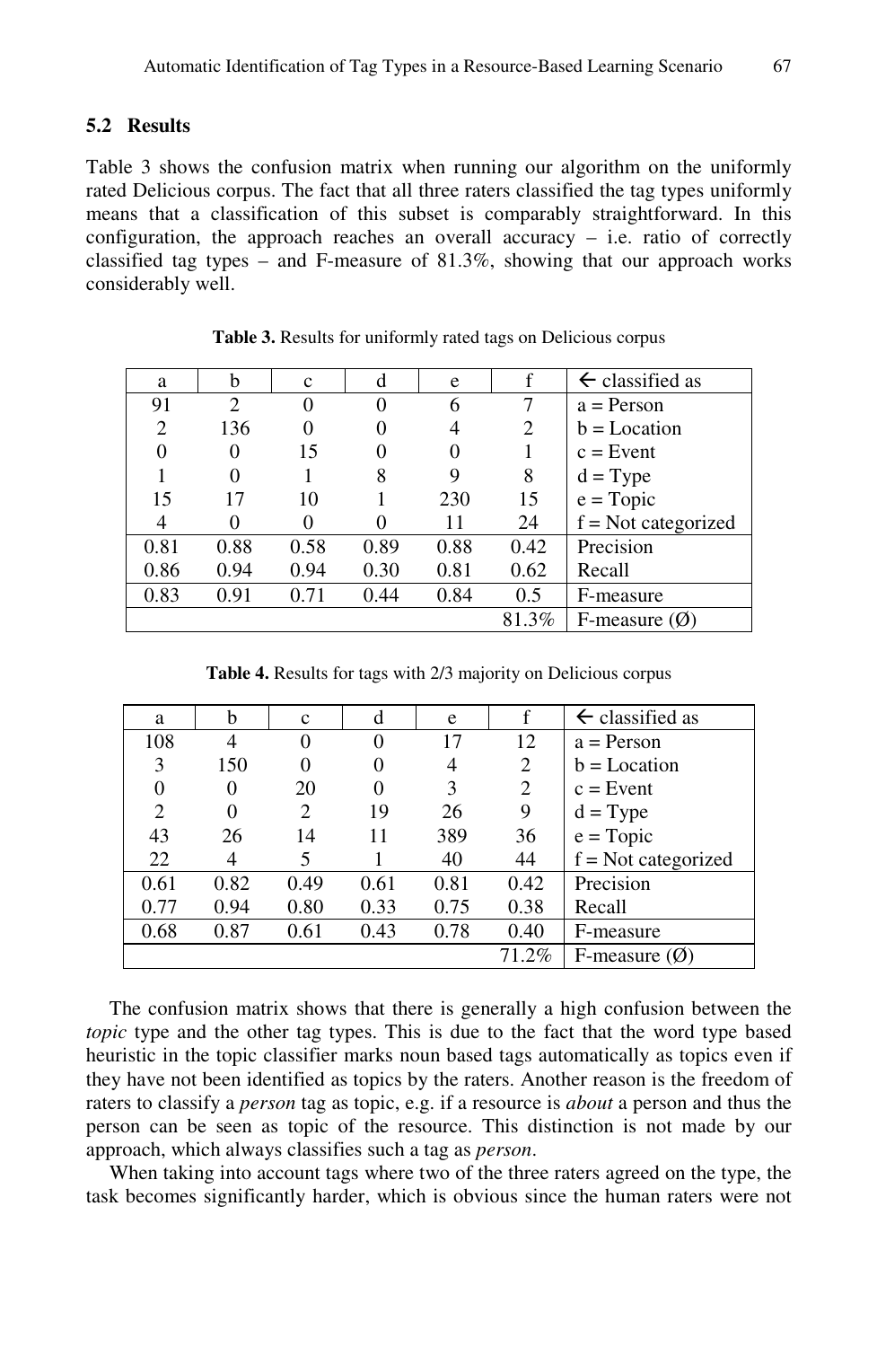### 5.2 Results

Table 3 shows the confusion matrix when running our algorithm on the uniformly rated Delicious corpus. The fact that all three raters classified the tag types uniformly means that a classification of this subset is comparably straightforward. In this configuration, the approach reaches an overall accuracy – i.e. ratio of correctly classified tag types – and F-measure of 81.3%, showing that our approach works considerably well.

**Table 3.** Results for uniformly rated tags on Delicious corpus

| a | b | c | d | e | f | ← classified as |
|---|---|---|---|---|---|---|
| 91 | 2 | 0 | 0 | 6 | 7 | a = Person |
| 2 | 136 | 0 | 0 | 4 | 2 | b = Location |
| 0 | 0 | 15 | 0 | 0 | 1 | c = Event |
| 1 | 0 | 1 | 8 | 9 | 8 | d = Type |
| 15 | 17 | 10 | 1 | 230 | 15 | e = Topic |
| 4 | 0 | 0 | 0 | 11 | 24 | f = Not categorized |
| 0.81 | 0.88 | 0.58 | 0.89 | 0.88 | 0.42 | Precision |
| 0.86 | 0.94 | 0.94 | 0.30 | 0.81 | 0.62 | Recall |
| 0.83 | 0.91 | 0.71 | 0.44 | 0.84 | 0.5 | F-measure |
| | | | | | 81.3% | F-measure (Ø) |

**Table 4.** Results for tags with 2/3 majority on Delicious corpus

| a | b | c | d | e | f | ← classified as |
|---|---|---|---|---|---|---|
| 108 | 4 | 0 | 0 | 17 | 12 | a = Person |
| 3 | 150 | 0 | 0 | 4 | 2 | b = Location |
| 0 | 0 | 20 | 0 | 3 | 2 | c = Event |
| 2 | 0 | 2 | 19 | 26 | 9 | d = Type |
| 43 | 26 | 14 | 11 | 389 | 36 | e = Topic |
| 22 | 4 | 5 | 1 | 40 | 44 | f = Not categorized |
| 0.61 | 0.82 | 0.49 | 0.61 | 0.81 | 0.42 | Precision |
| 0.77 | 0.94 | 0.80 | 0.33 | 0.75 | 0.38 | Recall |
| 0.68 | 0.87 | 0.61 | 0.43 | 0.78 | 0.40 | F-measure |
| | | | | | 71.2% | F-measure (Ø) |

The confusion matrix shows that there is generally a high confusion between the *topic* type and the other tag types. This is due to the fact that the word type based heuristic in the topic classifier marks noun based tags automatically as topics even if they have not been identified as topics by the raters. Another reason is the freedom of raters to classify a *person* tag as topic, e.g. if a resource is *about* a person and thus the person can be seen as topic of the resource. This distinction is not made by our approach, which always classifies such a tag as *person*.

When taking into account tags where two of the three raters agreed on the type, the task becomes significantly harder, which is obvious since the human raters were not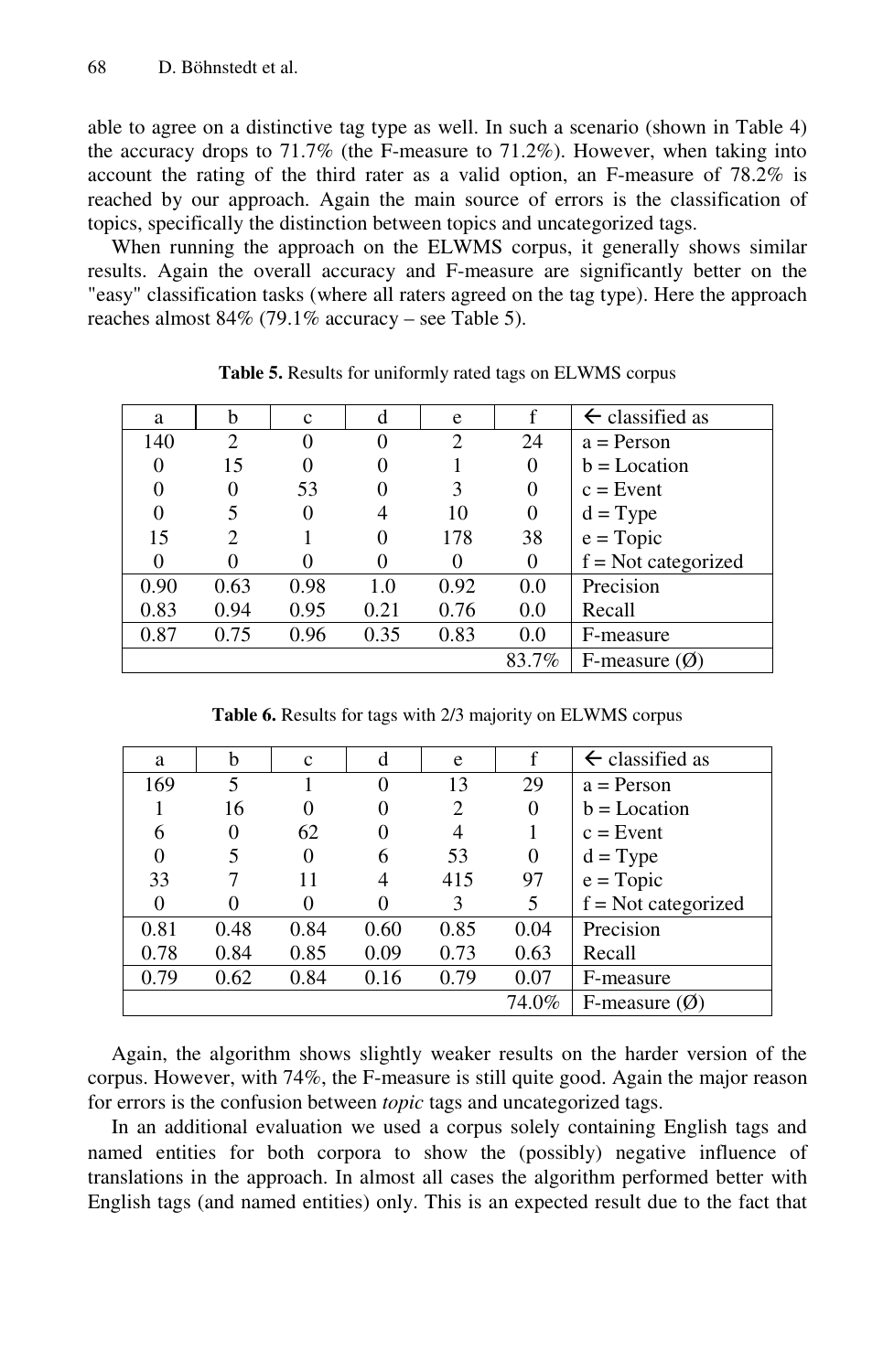able to agree on a distinctive tag type as well. In such a scenario (shown in Table 4) the accuracy drops to 71.7% (the F-measure to 71.2%). However, when taking into account the rating of the third rater as a valid option, an F-measure of 78.2% is reached by our approach. Again the main source of errors is the classification of topics, specifically the distinction between topics and uncategorized tags.

When running the approach on the ELWMS corpus, it generally shows similar results. Again the overall accuracy and F-measure are significantly better on the "easy" classification tasks (where all raters agreed on the tag type). Here the approach reaches almost 84% (79.1% accuracy – see Table 5).

**Table 5.** Results for uniformly rated tags on ELWMS corpus

| a | b | c | d | e | f | ← classified as |
|---|---|---|---|---|---|---|
| 140 | 2 | 0 | 0 | 2 | 24 | a = Person |
| 0 | 15 | 0 | 0 | 1 | 0 | b = Location |
| 0 | 0 | 53 | 0 | 3 | 0 | c = Event |
| 0 | 5 | 0 | 4 | 10 | 0 | d = Type |
| 15 | 2 | 1 | 0 | 178 | 38 | e = Topic |
| 0 | 0 | 0 | 0 | 0 | 0 | f = Not categorized |
| 0.90 | 0.63 | 0.98 | 1.0 | 0.92 | 0.0 | Precision |
| 0.83 | 0.94 | 0.95 | 0.21 | 0.76 | 0.0 | Recall |
| 0.87 | 0.75 | 0.96 | 0.35 | 0.83 | 0.0 | F-measure |
| | | | | | 83.7% | F-measure (Ø) |

**Table 6.** Results for tags with 2/3 majority on ELWMS corpus

| a | b | c | d | e | f | ← classified as |
|---|---|---|---|---|---|---|
| 169 | 5 | 1 | 0 | 13 | 29 | a = Person |
| 1 | 16 | 0 | 0 | 2 | 0 | b = Location |
| 6 | 0 | 62 | 0 | 4 | 1 | c = Event |
| 0 | 5 | 0 | 6 | 53 | 0 | d = Type |
| 33 | 7 | 11 | 4 | 415 | 97 | e = Topic |
| 0 | 0 | 0 | 0 | 3 | 5 | f = Not categorized |
| 0.81 | 0.48 | 0.84 | 0.60 | 0.85 | 0.04 | Precision |
| 0.78 | 0.84 | 0.85 | 0.09 | 0.73 | 0.63 | Recall |
| 0.79 | 0.62 | 0.84 | 0.16 | 0.79 | 0.07 | F-measure |
| | | | | | 74.0% | F-measure (Ø) |

Again, the algorithm shows slightly weaker results on the harder version of the corpus. However, with 74%, the F-measure is still quite good. Again the major reason for errors is the confusion between *topic* tags and uncategorized tags.

In an additional evaluation we used a corpus solely containing English tags and named entities for both corpora to show the (possibly) negative influence of translations in the approach. In almost all cases the algorithm performed better with English tags (and named entities) only. This is an expected result due to the fact that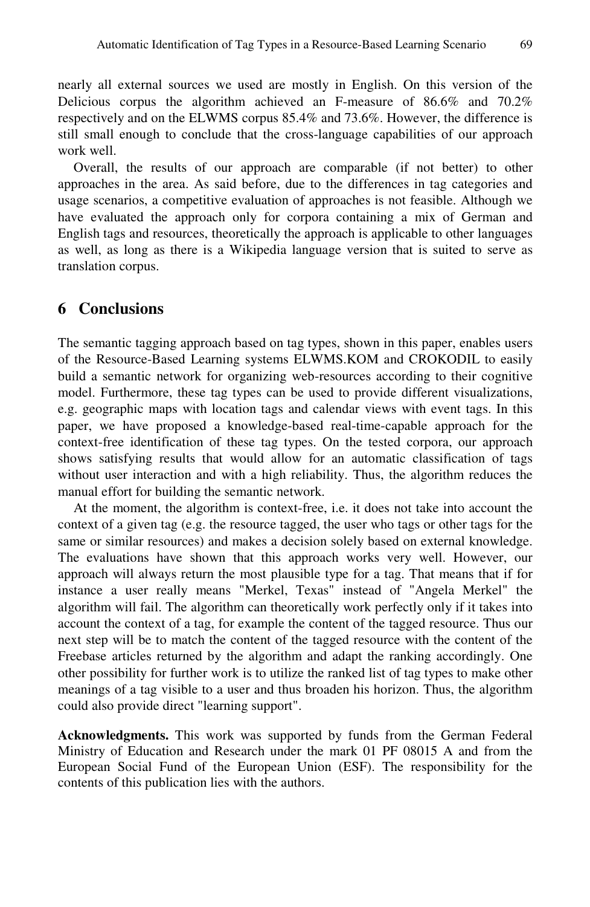nearly all external sources we used are mostly in English. On this version of the Delicious corpus the algorithm achieved an F-measure of 86.6% and 70.2% respectively and on the ELWMS corpus 85.4% and 73.6%. However, the difference is still small enough to conclude that the cross-language capabilities of our approach work well.

Overall, the results of our approach are comparable (if not better) to other approaches in the area. As said before, due to the differences in tag categories and usage scenarios, a competitive evaluation of approaches is not feasible. Although we have evaluated the approach only for corpora containing a mix of German and English tags and resources, theoretically the approach is applicable to other languages as well, as long as there is a Wikipedia language version that is suited to serve as translation corpus.

## 6 Conclusions

The semantic tagging approach based on tag types, shown in this paper, enables users of the Resource-Based Learning systems ELWMS.KOM and CROKODIL to easily build a semantic network for organizing web-resources according to their cognitive model. Furthermore, these tag types can be used to provide different visualizations, e.g. geographic maps with location tags and calendar views with event tags. In this paper, we have proposed a knowledge-based real-time-capable approach for the context-free identification of these tag types. On the tested corpora, our approach shows satisfying results that would allow for an automatic classification of tags without user interaction and with a high reliability. Thus, the algorithm reduces the manual effort for building the semantic network.

At the moment, the algorithm is context-free, i.e. it does not take into account the context of a given tag (e.g. the resource tagged, the user who tags or other tags for the same or similar resources) and makes a decision solely based on external knowledge. The evaluations have shown that this approach works very well. However, our approach will always return the most plausible type for a tag. That means that if for instance a user really means "Merkel, Texas" instead of "Angela Merkel" the algorithm will fail. The algorithm can theoretically work perfectly only if it takes into account the context of a tag, for example the content of the tagged resource. Thus our next step will be to match the content of the tagged resource with the content of the Freebase articles returned by the algorithm and adapt the ranking accordingly. One other possibility for further work is to utilize the ranked list of tag types to make other meanings of a tag visible to a user and thus broaden his horizon. Thus, the algorithm could also provide direct "learning support".

**Acknowledgments.** This work was supported by funds from the German Federal Ministry of Education and Research under the mark 01 PF 08015 A and from the European Social Fund of the European Union (ESF). The responsibility for the contents of this publication lies with the authors.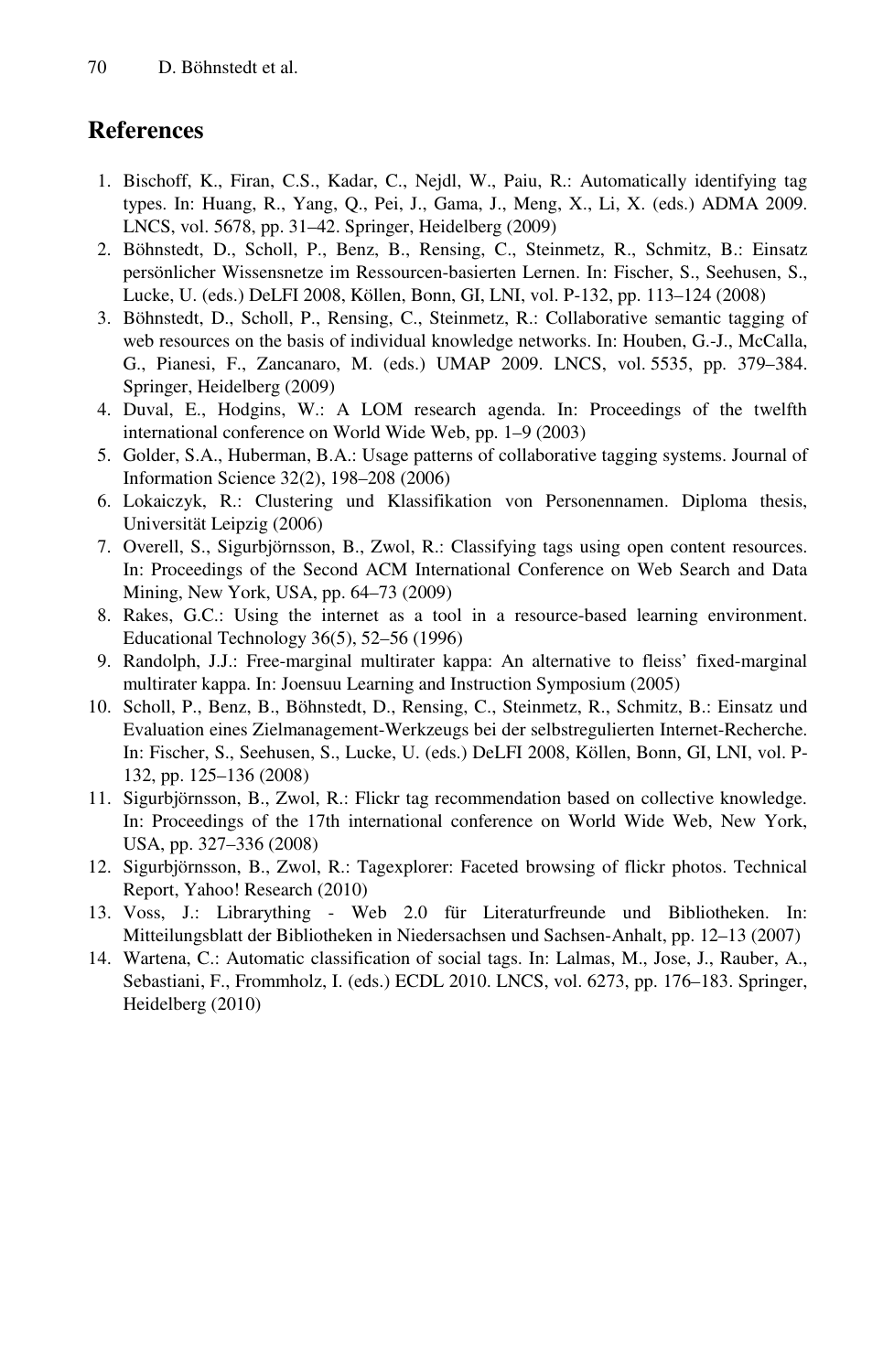## References

1. Bischoff, K., Firan, C.S., Kadar, C., Nejdl, W., Paiu, R.: Automatically identifying tag types. In: Huang, R., Yang, Q., Pei, J., Gama, J., Meng, X., Li, X. (eds.) ADMA 2009. LNCS, vol. 5678, pp. 31–42. Springer, Heidelberg (2009)
2. Böhnstedt, D., Scholl, P., Benz, B., Rensing, C., Steinmetz, R., Schmitz, B.: Einsatz persönlicher Wissensnetze im Ressourcen-basierten Lernen. In: Fischer, S., Seehusen, S., Lucke, U. (eds.) DeLFI 2008, Köllen, Bonn, GI, LNI, vol. P-132, pp. 113–124 (2008)
3. Böhnstedt, D., Scholl, P., Rensing, C., Steinmetz, R.: Collaborative semantic tagging of web resources on the basis of individual knowledge networks. In: Houben, G.-J., McCalla, G., Pianesi, F., Zancanaro, M. (eds.) UMAP 2009. LNCS, vol. 5535, pp. 379–384. Springer, Heidelberg (2009)
4. Duval, E., Hodgins, W.: A LOM research agenda. In: Proceedings of the twelfth international conference on World Wide Web, pp. 1–9 (2003)
5. Golder, S.A., Huberman, B.A.: Usage patterns of collaborative tagging systems. Journal of Information Science 32(2), 198–208 (2006)
6. Lokaiczyk, R.: Clustering und Klassifikation von Personennamen. Diploma thesis, Universität Leipzig (2006)
7. Overell, S., Sigurbjörnsson, B., Zwol, R.: Classifying tags using open content resources. In: Proceedings of the Second ACM International Conference on Web Search and Data Mining, New York, USA, pp. 64–73 (2009)
8. Rakes, G.C.: Using the internet as a tool in a resource-based learning environment. Educational Technology 36(5), 52–56 (1996)
9. Randolph, J.J.: Free-marginal multirater kappa: An alternative to fleiss' fixed-marginal multirater kappa. In: Joensuu Learning and Instruction Symposium (2005)
10. Scholl, P., Benz, B., Böhnstedt, D., Rensing, C., Steinmetz, R., Schmitz, B.: Einsatz und Evaluation eines Zielmanagement-Werkzeugs bei der selbstregulierten Internet-Recherche. In: Fischer, S., Seehusen, S., Lucke, U. (eds.) DeLFI 2008, Köllen, Bonn, GI, LNI, vol. P-132, pp. 125–136 (2008)
11. Sigurbjörnsson, B., Zwol, R.: Flickr tag recommendation based on collective knowledge. In: Proceedings of the 17th international conference on World Wide Web, New York, USA, pp. 327–336 (2008)
12. Sigurbjörnsson, B., Zwol, R.: Tagexplorer: Faceted browsing of flickr photos. Technical Report, Yahoo! Research (2010)
13. Voss, J.: Librarything - Web 2.0 für Literaturfreunde und Bibliotheken. In: Mitteilungsblatt der Bibliotheken in Niedersachsen und Sachsen-Anhalt, pp. 12–13 (2007)
14. Wartena, C.: Automatic classification of social tags. In: Lalmas, M., Jose, J., Rauber, A., Sebastiani, F., Frommholz, I. (eds.) ECDL 2010. LNCS, vol. 6273, pp. 176–183. Springer, Heidelberg (2010)